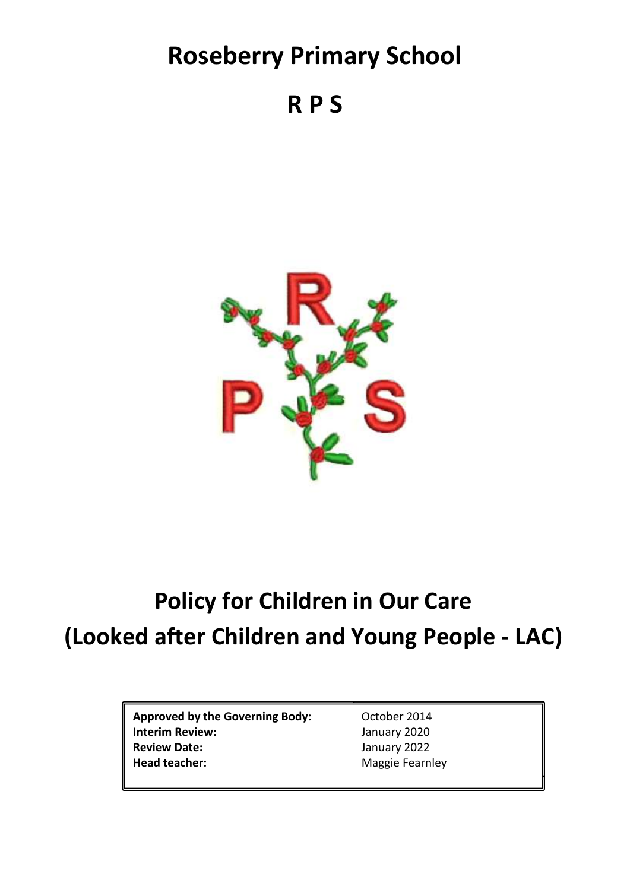# Roseberry Primary School

# R P S

# Policy for Children in Our Care
# (Looked after Children and Young People - LAC)

| | |
|---|---|
| **Approved by the Governing Body:** | October 2014 |
| **Interim Review:** | January 2020 |
| **Review Date:** | January 2022 |
| **Head teacher:** | Maggie Fearnley |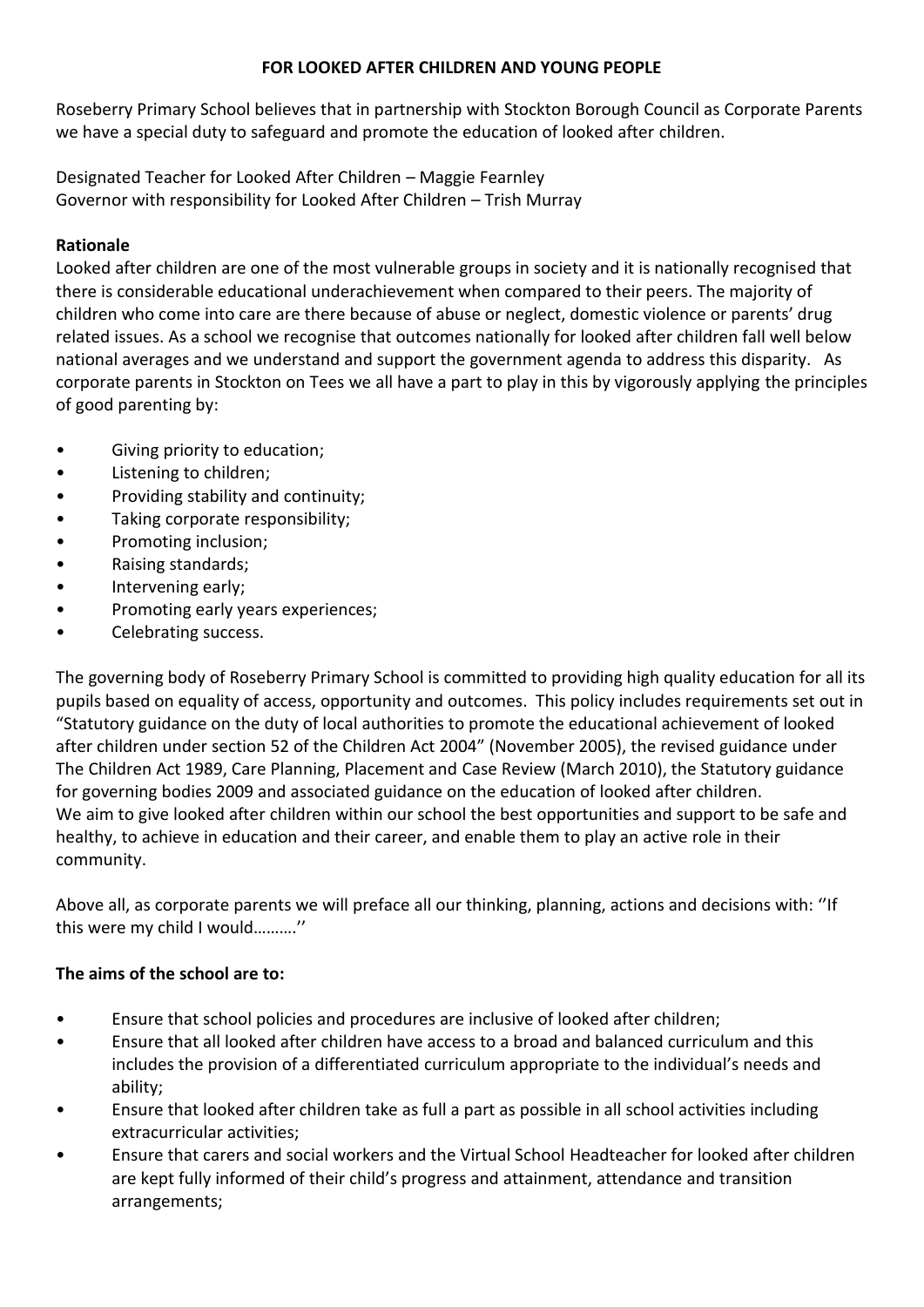**FOR LOOKED AFTER CHILDREN AND YOUNG PEOPLE**

Roseberry Primary School believes that in partnership with Stockton Borough Council as Corporate Parents we have a special duty to safeguard and promote the education of looked after children.

Designated Teacher for Looked After Children – Maggie Fearnley
Governor with responsibility for Looked After Children – Trish Murray

**Rationale**
Looked after children are one of the most vulnerable groups in society and it is nationally recognised that there is considerable educational underachievement when compared to their peers. The majority of children who come into care are there because of abuse or neglect, domestic violence or parents' drug related issues. As a school we recognise that outcomes nationally for looked after children fall well below national averages and we understand and support the government agenda to address this disparity. As corporate parents in Stockton on Tees we all have a part to play in this by vigorously applying the principles of good parenting by:

- Giving priority to education;
- Listening to children;
- Providing stability and continuity;
- Taking corporate responsibility;
- Promoting inclusion;
- Raising standards;
- Intervening early;
- Promoting early years experiences;
- Celebrating success.

The governing body of Roseberry Primary School is committed to providing high quality education for all its pupils based on equality of access, opportunity and outcomes. This policy includes requirements set out in "Statutory guidance on the duty of local authorities to promote the educational achievement of looked after children under section 52 of the Children Act 2004" (November 2005), the revised guidance under The Children Act 1989, Care Planning, Placement and Case Review (March 2010), the Statutory guidance for governing bodies 2009 and associated guidance on the education of looked after children.
We aim to give looked after children within our school the best opportunities and support to be safe and healthy, to achieve in education and their career, and enable them to play an active role in their community.

Above all, as corporate parents we will preface all our thinking, planning, actions and decisions with: ''If this were my child I would……….''

**The aims of the school are to:**

- Ensure that school policies and procedures are inclusive of looked after children;
- Ensure that all looked after children have access to a broad and balanced curriculum and this includes the provision of a differentiated curriculum appropriate to the individual's needs and ability;
- Ensure that looked after children take as full a part as possible in all school activities including extracurricular activities;
- Ensure that carers and social workers and the Virtual School Headteacher for looked after children are kept fully informed of their child's progress and attainment, attendance and transition arrangements;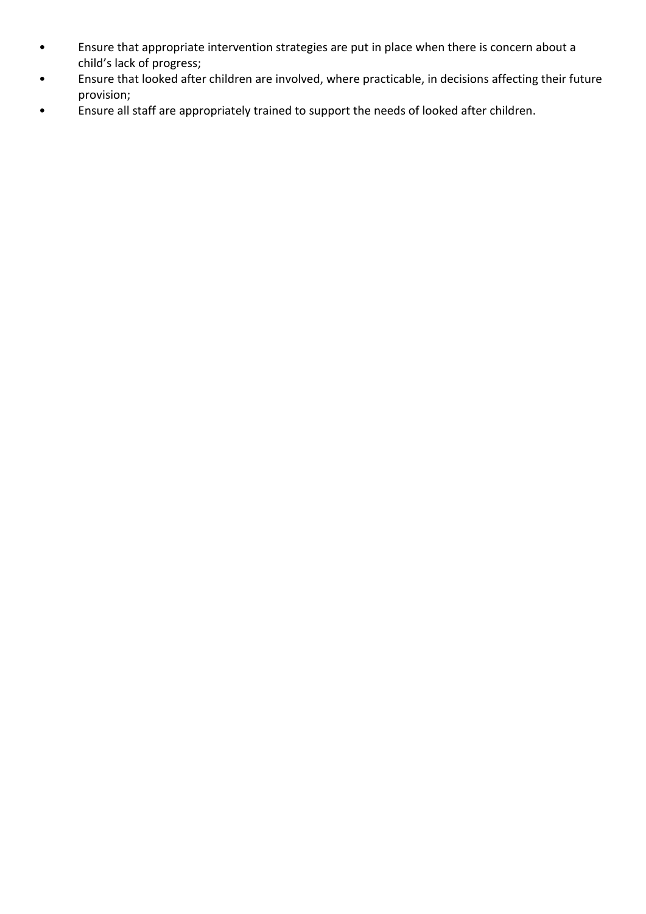- Ensure that appropriate intervention strategies are put in place when there is concern about a child's lack of progress;
- Ensure that looked after children are involved, where practicable, in decisions affecting their future provision;
- Ensure all staff are appropriately trained to support the needs of looked after children.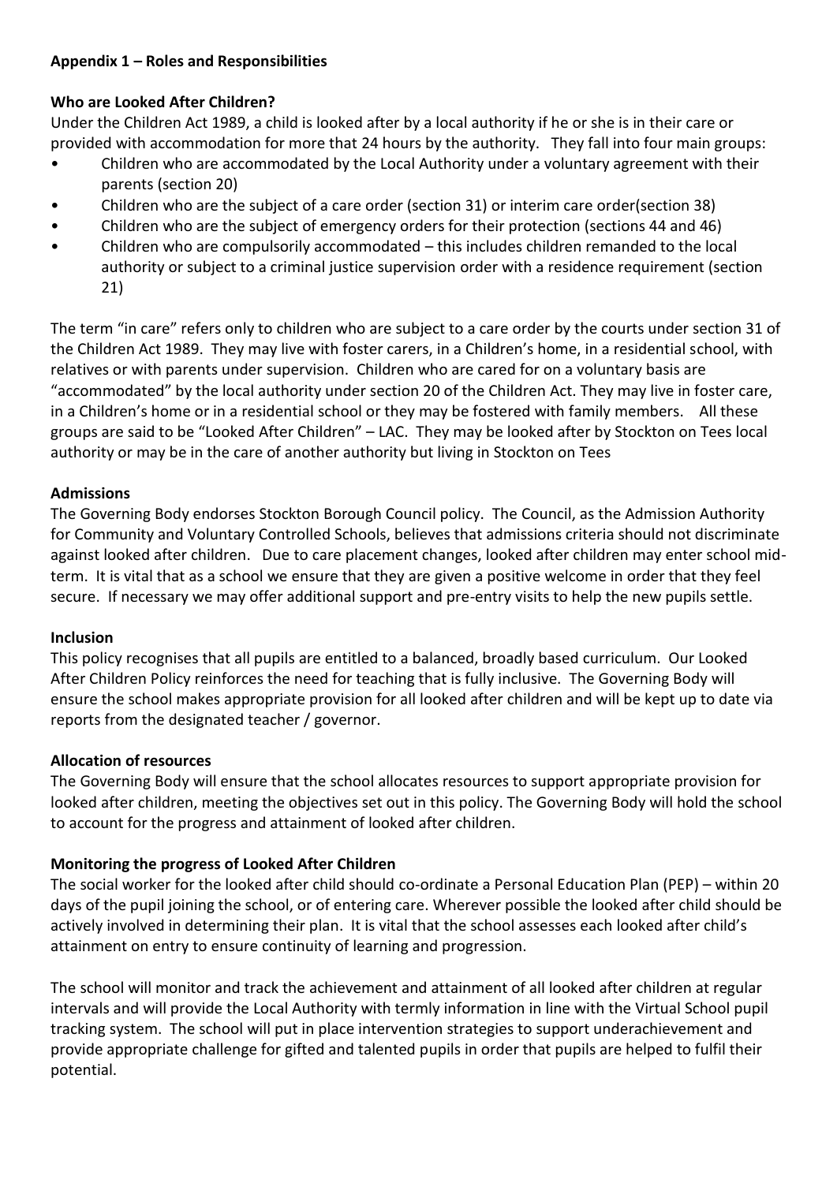**Appendix 1 – Roles and Responsibilities**

**Who are Looked After Children?**

Under the Children Act 1989, a child is looked after by a local authority if he or she is in their care or provided with accommodation for more that 24 hours by the authority. They fall into four main groups:

- Children who are accommodated by the Local Authority under a voluntary agreement with their parents (section 20)
- Children who are the subject of a care order (section 31) or interim care order(section 38)
- Children who are the subject of emergency orders for their protection (sections 44 and 46)
- Children who are compulsorily accommodated – this includes children remanded to the local authority or subject to a criminal justice supervision order with a residence requirement (section 21)

The term "in care" refers only to children who are subject to a care order by the courts under section 31 of the Children Act 1989. They may live with foster carers, in a Children's home, in a residential school, with relatives or with parents under supervision. Children who are cared for on a voluntary basis are "accommodated" by the local authority under section 20 of the Children Act. They may live in foster care, in a Children's home or in a residential school or they may be fostered with family members. All these groups are said to be "Looked After Children" – LAC. They may be looked after by Stockton on Tees local authority or may be in the care of another authority but living in Stockton on Tees

**Admissions**

The Governing Body endorses Stockton Borough Council policy. The Council, as the Admission Authority for Community and Voluntary Controlled Schools, believes that admissions criteria should not discriminate against looked after children. Due to care placement changes, looked after children may enter school mid-term. It is vital that as a school we ensure that they are given a positive welcome in order that they feel secure. If necessary we may offer additional support and pre-entry visits to help the new pupils settle.

**Inclusion**

This policy recognises that all pupils are entitled to a balanced, broadly based curriculum. Our Looked After Children Policy reinforces the need for teaching that is fully inclusive. The Governing Body will ensure the school makes appropriate provision for all looked after children and will be kept up to date via reports from the designated teacher / governor.

**Allocation of resources**

The Governing Body will ensure that the school allocates resources to support appropriate provision for looked after children, meeting the objectives set out in this policy. The Governing Body will hold the school to account for the progress and attainment of looked after children.

**Monitoring the progress of Looked After Children**

The social worker for the looked after child should co-ordinate a Personal Education Plan (PEP) – within 20 days of the pupil joining the school, or of entering care. Wherever possible the looked after child should be actively involved in determining their plan. It is vital that the school assesses each looked after child's attainment on entry to ensure continuity of learning and progression.

The school will monitor and track the achievement and attainment of all looked after children at regular intervals and will provide the Local Authority with termly information in line with the Virtual School pupil tracking system. The school will put in place intervention strategies to support underachievement and provide appropriate challenge for gifted and talented pupils in order that pupils are helped to fulfil their potential.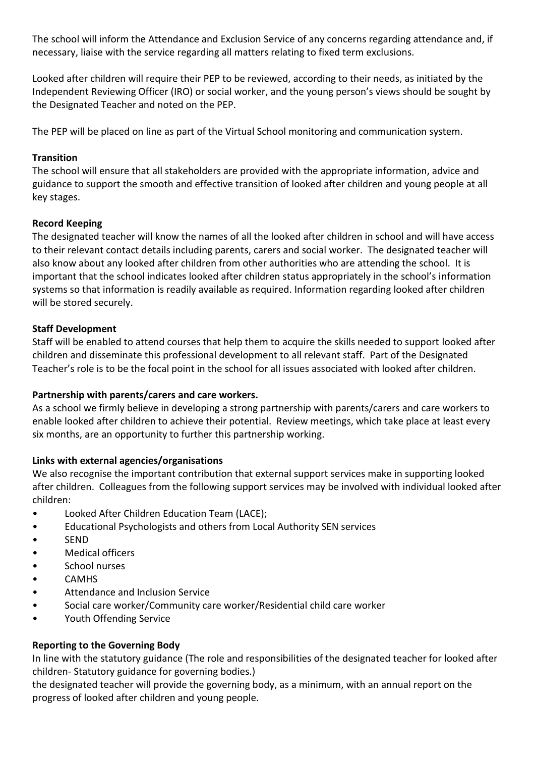The school will inform the Attendance and Exclusion Service of any concerns regarding attendance and, if necessary, liaise with the service regarding all matters relating to fixed term exclusions.

Looked after children will require their PEP to be reviewed, according to their needs, as initiated by the Independent Reviewing Officer (IRO) or social worker, and the young person's views should be sought by the Designated Teacher and noted on the PEP.

The PEP will be placed on line as part of the Virtual School monitoring and communication system.

**Transition**

The school will ensure that all stakeholders are provided with the appropriate information, advice and guidance to support the smooth and effective transition of looked after children and young people at all key stages.

**Record Keeping**

The designated teacher will know the names of all the looked after children in school and will have access to their relevant contact details including parents, carers and social worker. The designated teacher will also know about any looked after children from other authorities who are attending the school. It is important that the school indicates looked after children status appropriately in the school's information systems so that information is readily available as required. Information regarding looked after children will be stored securely.

**Staff Development**

Staff will be enabled to attend courses that help them to acquire the skills needed to support looked after children and disseminate this professional development to all relevant staff. Part of the Designated Teacher's role is to be the focal point in the school for all issues associated with looked after children.

**Partnership with parents/carers and care workers.**

As a school we firmly believe in developing a strong partnership with parents/carers and care workers to enable looked after children to achieve their potential. Review meetings, which take place at least every six months, are an opportunity to further this partnership working.

**Links with external agencies/organisations**

We also recognise the important contribution that external support services make in supporting looked after children. Colleagues from the following support services may be involved with individual looked after children:

- Looked After Children Education Team (LACE);
- Educational Psychologists and others from Local Authority SEN services
- SEND
- Medical officers
- School nurses
- CAMHS
- Attendance and Inclusion Service
- Social care worker/Community care worker/Residential child care worker
- Youth Offending Service

**Reporting to the Governing Body**

In line with the statutory guidance (The role and responsibilities of the designated teacher for looked after children- Statutory guidance for governing bodies.)
the designated teacher will provide the governing body, as a minimum, with an annual report on the progress of looked after children and young people.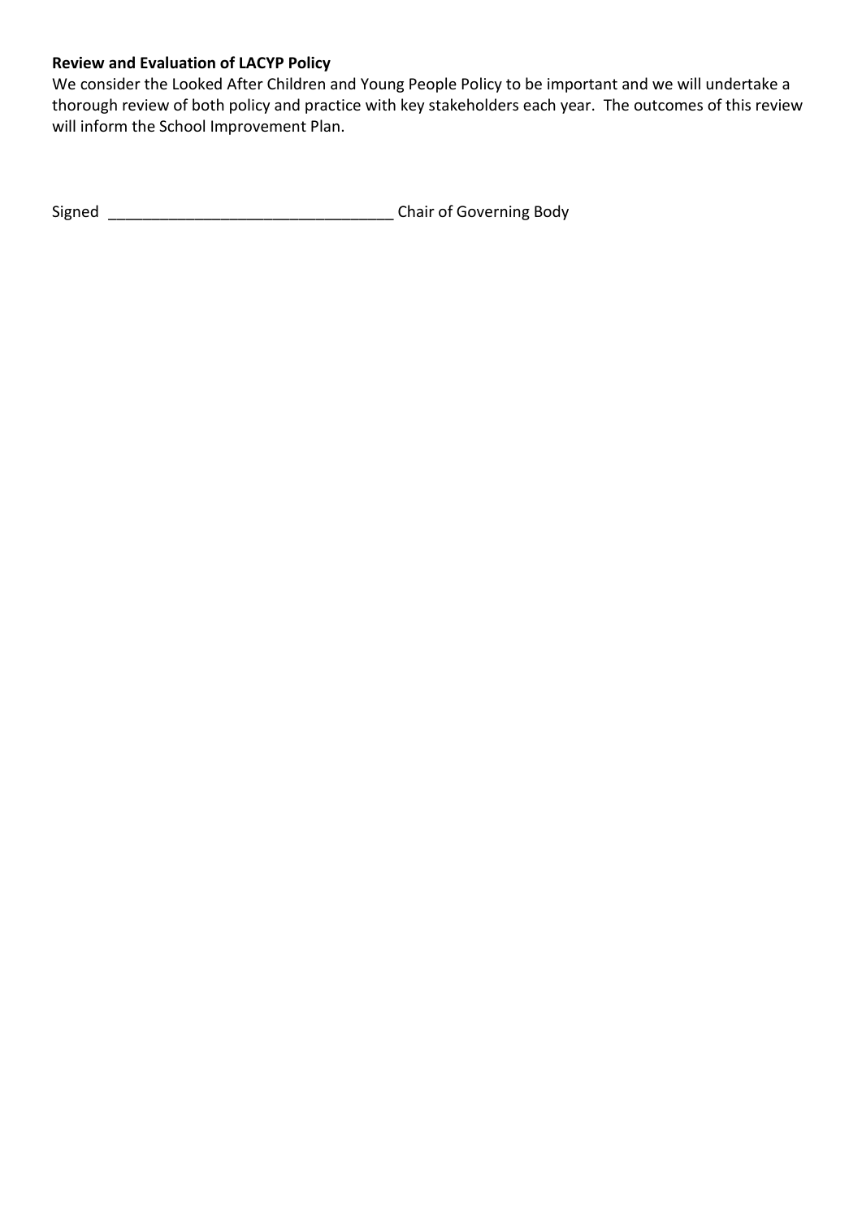**Review and Evaluation of LACYP Policy**

We consider the Looked After Children and Young People Policy to be important and we will undertake a thorough review of both policy and practice with key stakeholders each year. The outcomes of this review will inform the School Improvement Plan.

Signed _________________________________ Chair of Governing Body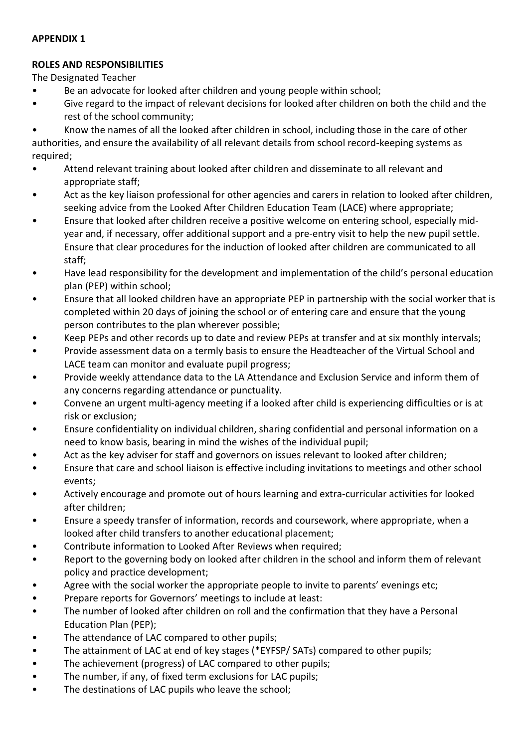**APPENDIX 1**

**ROLES AND RESPONSIBILITIES**

The Designated Teacher

- Be an advocate for looked after children and young people within school;
- Give regard to the impact of relevant decisions for looked after children on both the child and the rest of the school community;
- Know the names of all the looked after children in school, including those in the care of other authorities, and ensure the availability of all relevant details from school record-keeping systems as required;
- Attend relevant training about looked after children and disseminate to all relevant and appropriate staff;
- Act as the key liaison professional for other agencies and carers in relation to looked after children, seeking advice from the Looked After Children Education Team (LACE) where appropriate;
- Ensure that looked after children receive a positive welcome on entering school, especially mid-year and, if necessary, offer additional support and a pre-entry visit to help the new pupil settle. Ensure that clear procedures for the induction of looked after children are communicated to all staff;
- Have lead responsibility for the development and implementation of the child's personal education plan (PEP) within school;
- Ensure that all looked children have an appropriate PEP in partnership with the social worker that is completed within 20 days of joining the school or of entering care and ensure that the young person contributes to the plan wherever possible;
- Keep PEPs and other records up to date and review PEPs at transfer and at six monthly intervals;
- Provide assessment data on a termly basis to ensure the Headteacher of the Virtual School and LACE team can monitor and evaluate pupil progress;
- Provide weekly attendance data to the LA Attendance and Exclusion Service and inform them of any concerns regarding attendance or punctuality.
- Convene an urgent multi-agency meeting if a looked after child is experiencing difficulties or is at risk or exclusion;
- Ensure confidentiality on individual children, sharing confidential and personal information on a need to know basis, bearing in mind the wishes of the individual pupil;
- Act as the key adviser for staff and governors on issues relevant to looked after children;
- Ensure that care and school liaison is effective including invitations to meetings and other school events;
- Actively encourage and promote out of hours learning and extra-curricular activities for looked after children;
- Ensure a speedy transfer of information, records and coursework, where appropriate, when a looked after child transfers to another educational placement;
- Contribute information to Looked After Reviews when required;
- Report to the governing body on looked after children in the school and inform them of relevant policy and practice development;
- Agree with the social worker the appropriate people to invite to parents' evenings etc;
- Prepare reports for Governors' meetings to include at least:
- The number of looked after children on roll and the confirmation that they have a Personal Education Plan (PEP);
- The attendance of LAC compared to other pupils;
- The attainment of LAC at end of key stages (*EYFSP/ SATs) compared to other pupils;
- The achievement (progress) of LAC compared to other pupils;
- The number, if any, of fixed term exclusions for LAC pupils;
- The destinations of LAC pupils who leave the school;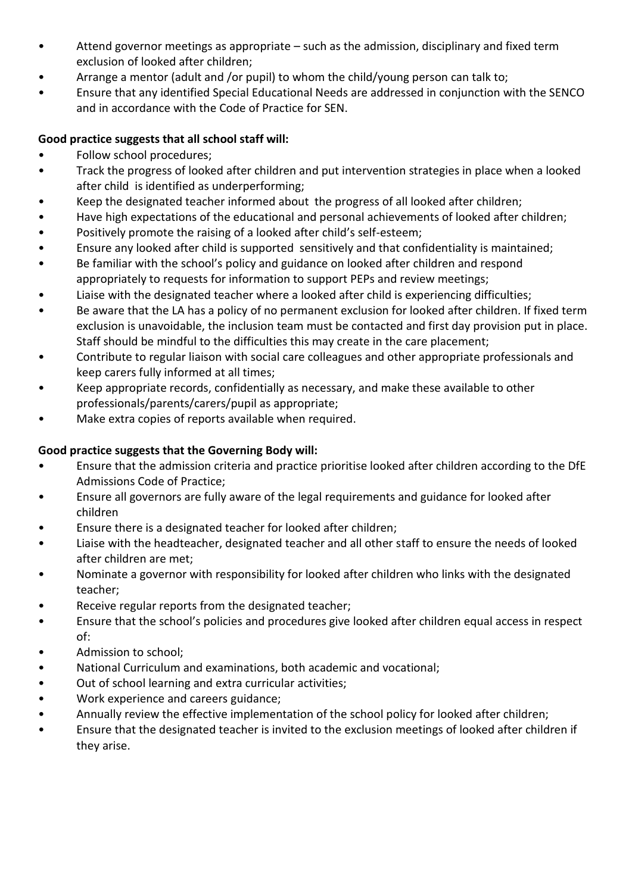- Attend governor meetings as appropriate – such as the admission, disciplinary and fixed term exclusion of looked after children;
- Arrange a mentor (adult and /or pupil) to whom the child/young person can talk to;
- Ensure that any identified Special Educational Needs are addressed in conjunction with the SENCO and in accordance with the Code of Practice for SEN.

**Good practice suggests that all school staff will:**

- Follow school procedures;
- Track the progress of looked after children and put intervention strategies in place when a looked after child is identified as underperforming;
- Keep the designated teacher informed about the progress of all looked after children;
- Have high expectations of the educational and personal achievements of looked after children;
- Positively promote the raising of a looked after child's self-esteem;
- Ensure any looked after child is supported sensitively and that confidentiality is maintained;
- Be familiar with the school's policy and guidance on looked after children and respond appropriately to requests for information to support PEPs and review meetings;
- Liaise with the designated teacher where a looked after child is experiencing difficulties;
- Be aware that the LA has a policy of no permanent exclusion for looked after children. If fixed term exclusion is unavoidable, the inclusion team must be contacted and first day provision put in place. Staff should be mindful to the difficulties this may create in the care placement;
- Contribute to regular liaison with social care colleagues and other appropriate professionals and keep carers fully informed at all times;
- Keep appropriate records, confidentially as necessary, and make these available to other professionals/parents/carers/pupil as appropriate;
- Make extra copies of reports available when required.

**Good practice suggests that the Governing Body will:**

- Ensure that the admission criteria and practice prioritise looked after children according to the DfE Admissions Code of Practice;
- Ensure all governors are fully aware of the legal requirements and guidance for looked after children
- Ensure there is a designated teacher for looked after children;
- Liaise with the headteacher, designated teacher and all other staff to ensure the needs of looked after children are met;
- Nominate a governor with responsibility for looked after children who links with the designated teacher;
- Receive regular reports from the designated teacher;
- Ensure that the school's policies and procedures give looked after children equal access in respect of:
- Admission to school;
- National Curriculum and examinations, both academic and vocational;
- Out of school learning and extra curricular activities;
- Work experience and careers guidance;
- Annually review the effective implementation of the school policy for looked after children;
- Ensure that the designated teacher is invited to the exclusion meetings of looked after children if they arise.